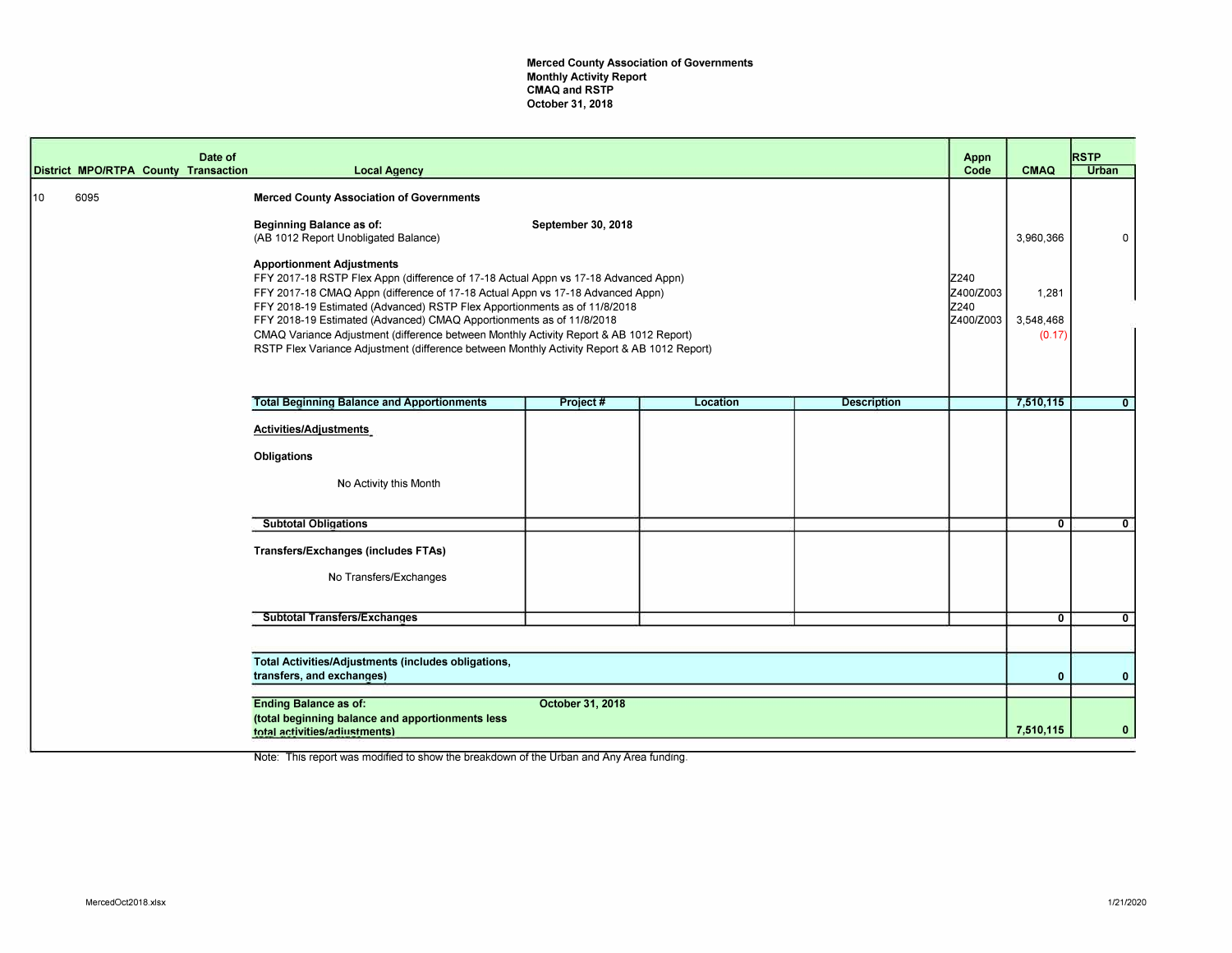**Merced County Association of Governments**
**Monthly Activity Report**
**CMAQ and RSTP**
**October 31, 2018**

| District | MPO/RTPA | County | Date of Transaction | Local Agency | Project # | Location | Description | Appn Code | CMAQ | RSTP Urban |
|---|---|---|---|---|---|---|---|---|---|---|
| 10 | 6095 | | | **Merced County Association of Governments** | | | | | | |
| | | | | **Beginning Balance as of:** September 30, 2018 (AB 1012 Report Unobligated Balance) | | | | | 3,960,366 | 0 |
| | | | | **Apportionment Adjustments** | | | | | | |
| | | | | FFY 2017-18 RSTP Flex Appn (difference of 17-18 Actual Appn vs 17-18 Advanced Appn) | | | | Z240 | | |
| | | | | FFY 2017-18 CMAQ Appn (difference of 17-18 Actual Appn vs 17-18 Advanced Appn) | | | | Z400/Z003 | 1,281 | |
| | | | | FFY 2018-19 Estimated (Advanced) RSTP Flex Apportionments as of 11/8/2018 | | | | Z240 | | |
| | | | | FFY 2018-19 Estimated (Advanced) CMAQ Apportionments as of 11/8/2018 | | | | Z400/Z003 | 3,548,468 | |
| | | | | CMAQ Variance Adjustment (difference between Monthly Activity Report & AB 1012 Report) | | | | | (0.17) | |
| | | | | RSTP Flex Variance Adjustment (difference between Monthly Activity Report & AB 1012 Report) | | | | | | |
| | | | | **Total Beginning Balance and Apportionments** | | | | | 7,510,115 | 0 |
| | | | | **Activities/Adjustments** | | | | | | |
| | | | | **Obligations** | | | | | | |
| | | | | No Activity this Month | | | | | | |
| | | | | **Subtotal Obligations** | | | | | 0 | 0 |
| | | | | **Transfers/Exchanges (includes FTAs)** | | | | | | |
| | | | | No Transfers/Exchanges | | | | | | |
| | | | | **Subtotal Transfers/Exchanges** | | | | | 0 | 0 |
| | | | | **Total Activities/Adjustments (includes obligations, transfers, and exchanges)** | | | | | 0 | 0 |
| | | | | **Ending Balance as of:** October 31, 2018 **(total beginning balance and apportionments less total activities/adjustments)** | | | | | 7,510,115 | 0 |

Note: This report was modified to show the breakdown of the Urban and Any Area funding.

MercedOct2018.xlsx

1/21/2020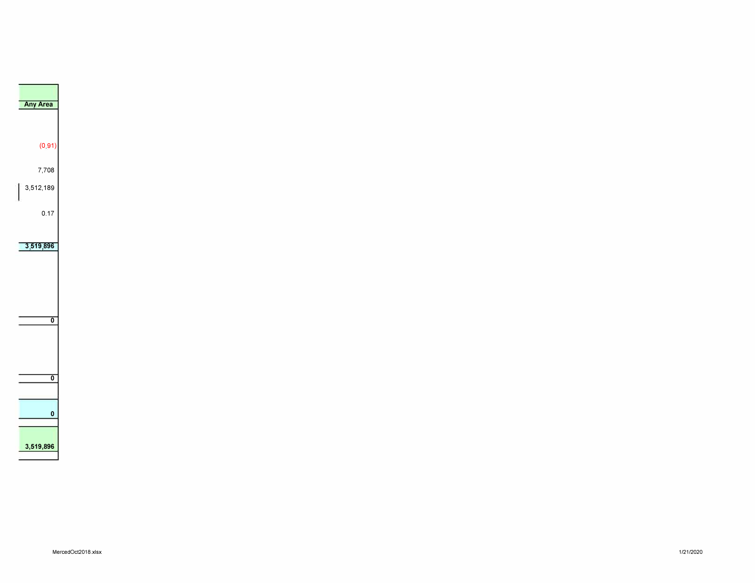| Any Area |
| --- |
| (0.91) |
| 7,708 |
| 3,512,189 |
| 0.17 |
| **3,519,896** |
| **0** |
| **0** |
| **0** |
| **3,519,896** |

MercedOct2018.xlsx

1/21/2020